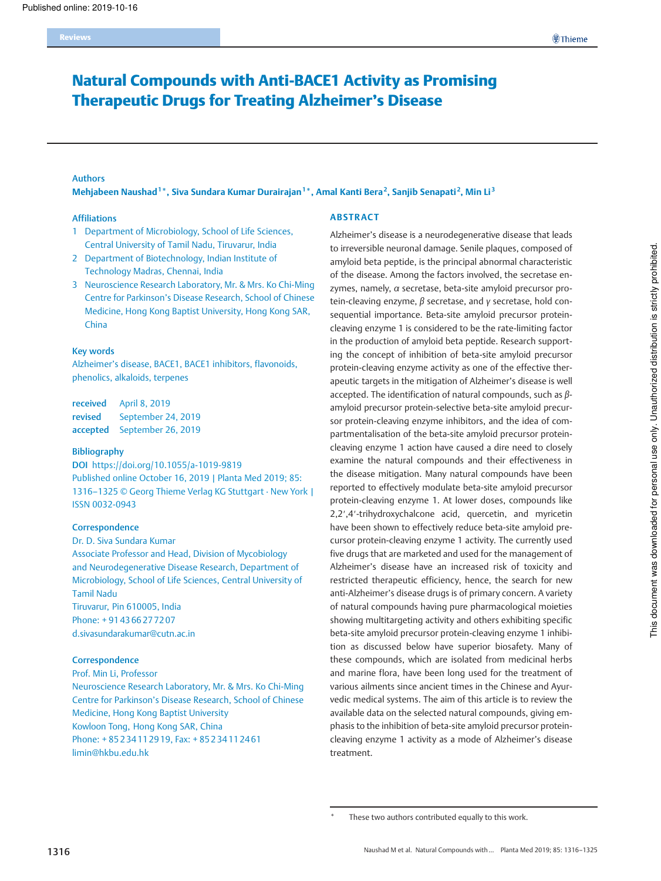# Natural Compounds with Anti-BACE1 Activity as Promising Therapeutic Drugs for Treating Alzheimer's Disease

## Authors

Mehjabeen Naushad[1]*, Siva Sundara Kumar Durairajan[1]*, Amal Kanti Bera[2], Sanjib Senapati[2], Min Li[3]

## Affiliations

1. Department of Microbiology, School of Life Sciences, Central University of Tamil Nadu, Tiruvarur, India
2. Department of Biotechnology, Indian Institute of Technology Madras, Chennai, India
3. Neuroscience Research Laboratory, Mr. & Mrs. Ko Chi-Ming Centre for Parkinson's Disease Research, School of Chinese Medicine, Hong Kong Baptist University, Hong Kong SAR, China

## Key words

Alzheimer's disease, BACE1, BACE1 inhibitors, flavonoids, phenolics, alkaloids, terpenes

**received** April 8, 2019
**revised** September 24, 2019
**accepted** September 26, 2019

## Bibliography

**DOI** https://doi.org/10.1055/a-1019-9819
Published online October 16, 2019 | Planta Med 2019; 85: 1316–1325 © Georg Thieme Verlag KG Stuttgart · New York | ISSN 0032-0943

## Correspondence

Dr. D. Siva Sundara Kumar
Associate Professor and Head, Division of Mycobiology and Neurodegenerative Disease Research, Department of Microbiology, School of Life Sciences, Central University of Tamil Nadu
Tiruvarur, Pin 610005, India
Phone: + 91 43 66 27 72 07
d.sivasundarakumar@cutn.ac.in

## Correspondence

Prof. Min Li, Professor
Neuroscience Research Laboratory, Mr. & Mrs. Ko Chi-Ming Centre for Parkinson's Disease Research, School of Chinese Medicine, Hong Kong Baptist University
Kowloon Tong, Hong Kong SAR, China
Phone: + 85 2 34 11 29 19, Fax: + 85 2 34 11 24 61
limin@hkbu.edu.hk

## ABSTRACT

Alzheimer's disease is a neurodegenerative disease that leads to irreversible neuronal damage. Senile plaques, composed of amyloid beta peptide, is the principal abnormal characteristic of the disease. Among the factors involved, the secretase enzymes, namely, *α* secretase, beta-site amyloid precursor protein-cleaving enzyme, *β* secretase, and *γ* secretase, hold consequential importance. Beta-site amyloid precursor protein-cleaving enzyme 1 is considered to be the rate-limiting factor in the production of amyloid beta peptide. Research supporting the concept of inhibition of beta-site amyloid precursor protein-cleaving enzyme activity as one of the effective therapeutic targets in the mitigation of Alzheimer's disease is well accepted. The identification of natural compounds, such as *β*-amyloid precursor protein-selective beta-site amyloid precursor protein-cleaving enzyme inhibitors, and the idea of compartmentalisation of the beta-site amyloid precursor protein-cleaving enzyme 1 action have caused a dire need to closely examine the natural compounds and their effectiveness in the disease mitigation. Many natural compounds have been reported to effectively modulate beta-site amyloid precursor protein-cleaving enzyme 1. At lower doses, compounds like 2,2′,4′-trihydroxychalcone acid, quercetin, and myricetin have been shown to effectively reduce beta-site amyloid precursor protein-cleaving enzyme 1 activity. The currently used five drugs that are marketed and used for the management of Alzheimer's disease have an increased risk of toxicity and restricted therapeutic efficiency, hence, the search for new anti-Alzheimer's disease drugs is of primary concern. A variety of natural compounds having pure pharmacological moieties showing multitargeting activity and others exhibiting specific beta-site amyloid precursor protein-cleaving enzyme 1 inhibition as discussed below have superior biosafety. Many of these compounds, which are isolated from medicinal herbs and marine flora, have been long used for the treatment of various ailments since ancient times in the Chinese and Ayurvedic medical systems. The aim of this article is to review the available data on the selected natural compounds, giving emphasis to the inhibition of beta-site amyloid precursor protein-cleaving enzyme 1 activity as a mode of Alzheimer's disease treatment.

* These two authors contributed equally to this work.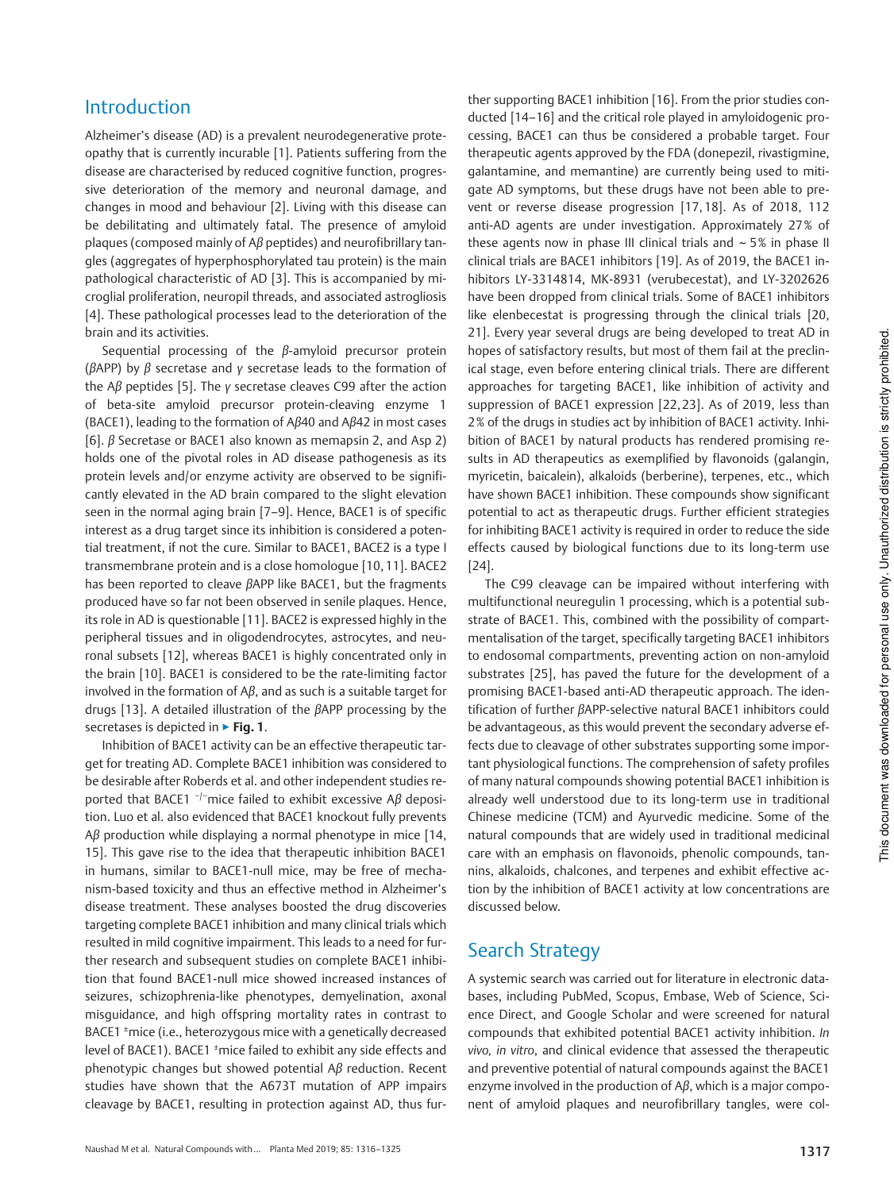## Introduction

Alzheimer's disease (AD) is a prevalent neurodegenerative proteopathy that is currently incurable [1]. Patients suffering from the disease are characterised by reduced cognitive function, progressive deterioration of the memory and neuronal damage, and changes in mood and behaviour [2]. Living with this disease can be debilitating and ultimately fatal. The presence of amyloid plaques (composed mainly of Aβ peptides) and neurofibrillary tangles (aggregates of hyperphosphorylated tau protein) is the main pathological characteristic of AD [3]. This is accompanied by microglial proliferation, neuropil threads, and associated astrogliosis [4]. These pathological processes lead to the deterioration of the brain and its activities.

Sequential processing of the β-amyloid precursor protein (βAPP) by β secretase and γ secretase leads to the formation of the Aβ peptides [5]. The γ secretase cleaves C99 after the action of beta-site amyloid precursor protein-cleaving enzyme 1 (BACE1), leading to the formation of Aβ40 and Aβ42 in most cases [6]. β Secretase or BACE1 also known as memapsin 2, and Asp 2) holds one of the pivotal roles in AD disease pathogenesis as its protein levels and/or enzyme activity are observed to be significantly elevated in the AD brain compared to the slight elevation seen in the normal aging brain [7–9]. Hence, BACE1 is of specific interest as a drug target since its inhibition is considered a potential treatment, if not the cure. Similar to BACE1, BACE2 is a type I transmembrane protein and is a close homologue [10, 11]. BACE2 has been reported to cleave βAPP like BACE1, but the fragments produced have so far not been observed in senile plaques. Hence, its role in AD is questionable [11]. BACE2 is expressed highly in the peripheral tissues and in oligodendrocytes, astrocytes, and neuronal subsets [12], whereas BACE1 is highly concentrated only in the brain [10]. BACE1 is considered to be the rate-limiting factor involved in the formation of Aβ, and as such is a suitable target for drugs [13]. A detailed illustration of the βAPP processing by the secretases is depicted in ▸ **Fig. 1**.

Inhibition of BACE1 activity can be an effective therapeutic target for treating AD. Complete BACE1 inhibition was considered to be desirable after Roberds et al. and other independent studies reported that BACE1 $^{-/-}$mice failed to exhibit excessive Aβ deposition. Luo et al. also evidenced that BACE1 knockout fully prevents Aβ production while displaying a normal phenotype in mice [14, 15]. This gave rise to the idea that therapeutic inhibition BACE1 in humans, similar to BACE1-null mice, may be free of mechanism-based toxicity and thus an effective method in Alzheimer's disease treatment. These analyses boosted the drug discoveries targeting complete BACE1 inhibition and many clinical trials which resulted in mild cognitive impairment. This leads to a need for further research and subsequent studies on complete BACE1 inhibition that found BACE1-null mice showed increased instances of seizures, schizophrenia-like phenotypes, demyelination, axonal misguidance, and high offspring mortality rates in contrast to BACE1 $^{\pm}$mice (i.e., heterozygous mice with a genetically decreased level of BACE1). BACE1 $^{\pm}$mice failed to exhibit any side effects and phenotypic changes but showed potential Aβ reduction. Recent studies have shown that the A673T mutation of APP impairs cleavage by BACE1, resulting in protection against AD, thus further supporting BACE1 inhibition [16]. From the prior studies conducted [14–16] and the critical role played in amyloidogenic processing, BACE1 can thus be considered a probable target. Four therapeutic agents approved by the FDA (donepezil, rivastigmine, galantamine, and memantine) are currently being used to mitigate AD symptoms, but these drugs have not been able to prevent or reverse disease progression [17, 18]. As of 2018, 112 anti-AD agents are under investigation. Approximately 27% of these agents now in phase III clinical trials and ~ 5% in phase II clinical trials are BACE1 inhibitors [19]. As of 2019, the BACE1 inhibitors LY-3314814, MK-8931 (verubecestat), and LY-3202626 have been dropped from clinical trials. Some of BACE1 inhibitors like elenbecestat is progressing through the clinical trials [20, 21]. Every year several drugs are being developed to treat AD in hopes of satisfactory results, but most of them fail at the preclinical stage, even before entering clinical trials. There are different approaches for targeting BACE1, like inhibition of activity and suppression of BACE1 expression [22, 23]. As of 2019, less than 2% of the drugs in studies act by inhibition of BACE1 activity. Inhibition of BACE1 by natural products has rendered promising results in AD therapeutics as exemplified by flavonoids (galangin, myricetin, baicalein), alkaloids (berberine), terpenes, etc., which have shown BACE1 inhibition. These compounds show significant potential to act as therapeutic drugs. Further efficient strategies for inhibiting BACE1 activity is required in order to reduce the side effects caused by biological functions due to its long-term use [24].

The C99 cleavage can be impaired without interfering with multifunctional neuregulin 1 processing, which is a potential substrate of BACE1. This, combined with the possibility of compartmentalisation of the target, specifically targeting BACE1 inhibitors to endosomal compartments, preventing action on non-amyloid substrates [25], has paved the future for the development of a promising BACE1-based anti-AD therapeutic approach. The identification of further βAPP-selective natural BACE1 inhibitors could be advantageous, as this would prevent the secondary adverse effects due to cleavage of other substrates supporting some important physiological functions. The comprehension of safety profiles of many natural compounds showing potential BACE1 inhibition is already well understood due to its long-term use in traditional Chinese medicine (TCM) and Ayurvedic medicine. Some of the natural compounds that are widely used in traditional medicinal care with an emphasis on flavonoids, phenolic compounds, tannins, alkaloids, chalcones, and terpenes and exhibit effective action by the inhibition of BACE1 activity at low concentrations are discussed below.

## Search Strategy

A systemic search was carried out for literature in electronic databases, including PubMed, Scopus, Embase, Web of Science, Science Direct, and Google Scholar and were screened for natural compounds that exhibited potential BACE1 activity inhibition. *In vivo, in vitro*, and clinical evidence that assessed the therapeutic and preventive potential of natural compounds against the BACE1 enzyme involved in the production of Aβ, which is a major component of amyloid plaques and neurofibrillary tangles, were col-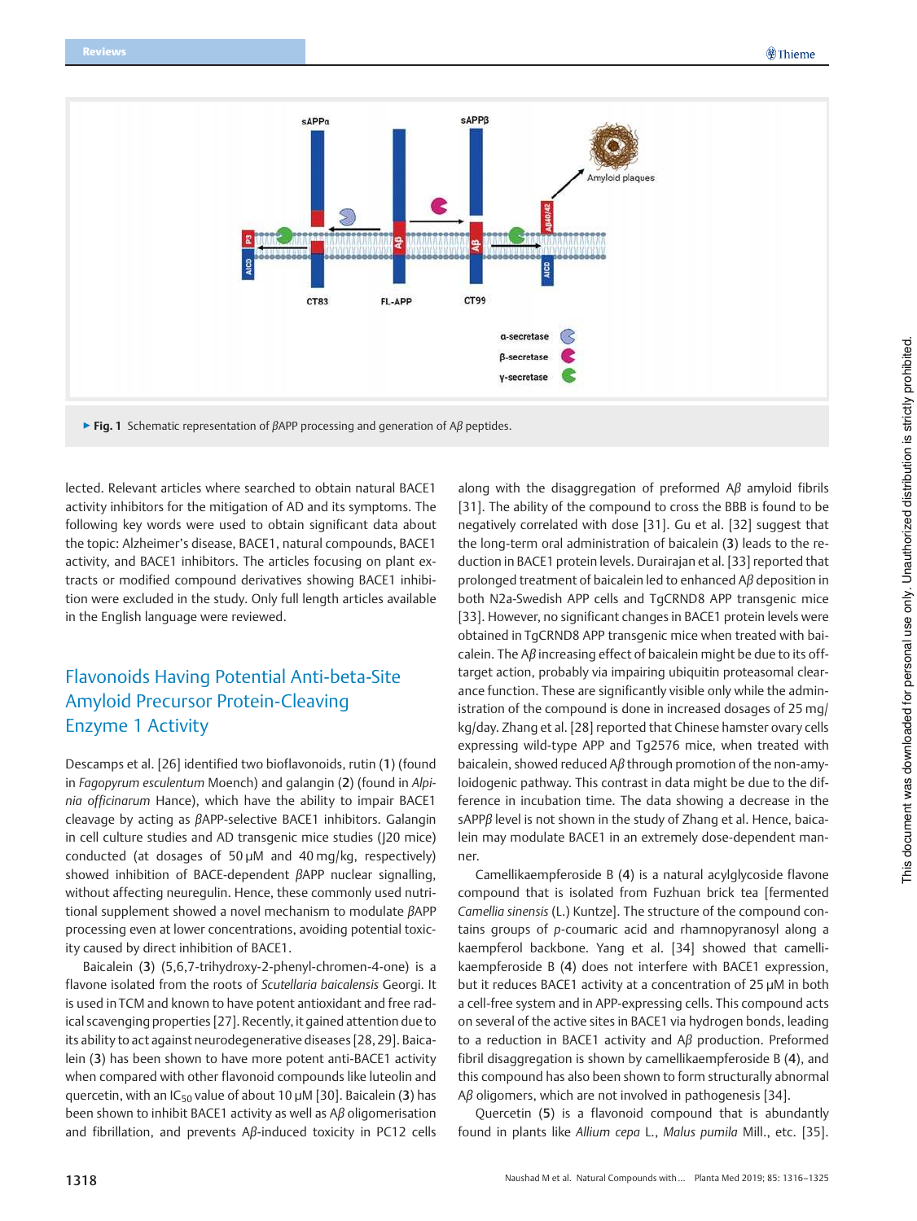▶ **Fig. 1** Schematic representation of $\beta$APP processing and generation of A$\beta$ peptides.

lected. Relevant articles where searched to obtain natural BACE1 activity inhibitors for the mitigation of AD and its symptoms. The following key words were used to obtain significant data about the topic: Alzheimer's disease, BACE1, natural compounds, BACE1 activity, and BACE1 inhibitors. The articles focusing on plant extracts or modified compound derivatives showing BACE1 inhibition were excluded in the study. Only full length articles available in the English language were reviewed.

## Flavonoids Having Potential Anti-beta-Site Amyloid Precursor Protein-Cleaving Enzyme 1 Activity

Descamps et al. [26] identified two bioflavonoids, rutin (**1**) (found in *Fagopyrum esculentum* Moench) and galangin (**2**) (found in *Alpinia officinarum* Hance), which have the ability to impair BACE1 cleavage by acting as $\beta$APP-selective BACE1 inhibitors. Galangin in cell culture studies and AD transgenic mice studies (J20 mice) conducted (at dosages of 50 µM and 40 mg/kg, respectively) showed inhibition of BACE-dependent $\beta$APP nuclear signalling, without affecting neuregulin. Hence, these commonly used nutritional supplement showed a novel mechanism to modulate $\beta$APP processing even at lower concentrations, avoiding potential toxicity caused by direct inhibition of BACE1.

Baicalein (**3**) (5,6,7-trihydroxy-2-phenyl-chromen-4-one) is a flavone isolated from the roots of *Scutellaria baicalensis* Georgi. It is used in TCM and known to have potent antioxidant and free radical scavenging properties [27]. Recently, it gained attention due to its ability to act against neurodegenerative diseases [28, 29]. Baicalein (**3**) has been shown to have more potent anti-BACE1 activity when compared with other flavonoid compounds like luteolin and quercetin, with an $IC_{50}$ value of about 10 µM [30]. Baicalein (**3**) has been shown to inhibit BACE1 activity as well as A$\beta$ oligomerisation and fibrillation, and prevents A$\beta$-induced toxicity in PC12 cells along with the disaggregation of preformed A$\beta$ amyloid fibrils [31]. The ability of the compound to cross the BBB is found to be negatively correlated with dose [31]. Gu et al. [32] suggest that the long-term oral administration of baicalein (**3**) leads to the reduction in BACE1 protein levels. Durairajan et al. [33] reported that prolonged treatment of baicalein led to enhanced A$\beta$ deposition in both N2a-Swedish APP cells and TgCRND8 APP transgenic mice [33]. However, no significant changes in BACE1 protein levels were obtained in TgCRND8 APP transgenic mice when treated with baicalein. The A$\beta$ increasing effect of baicalein might be due to its off-target action, probably via impairing ubiquitin proteasomal clearance function. These are significantly visible only while the administration of the compound is done in increased dosages of 25 mg/kg/day. Zhang et al. [28] reported that Chinese hamster ovary cells expressing wild-type APP and Tg2576 mice, when treated with baicalein, showed reduced A$\beta$ through promotion of the non-amyloidogenic pathway. This contrast in data might be due to the difference in incubation time. The data showing a decrease in the sAPP$\beta$ level is not shown in the study of Zhang et al. Hence, baicalein may modulate BACE1 in an extremely dose-dependent manner.

Camellikaempferoside B (**4**) is a natural acylglycoside flavone compound that is isolated from Fuzhuan brick tea [fermented *Camellia sinensis* (L.) Kuntze]. The structure of the compound contains groups of *p*-coumaric acid and rhamnopyranosyl along a kaempferol backbone. Yang et al. [34] showed that camellikaempferoside B (**4**) does not interfere with BACE1 expression, but it reduces BACE1 activity at a concentration of 25 µM in both a cell-free system and in APP-expressing cells. This compound acts on several of the active sites in BACE1 via hydrogen bonds, leading to a reduction in BACE1 activity and A$\beta$ production. Preformed fibril disaggregation is shown by camellikaempferoside B (**4**), and this compound has also been shown to form structurally abnormal A$\beta$ oligomers, which are not involved in pathogenesis [34].

Quercetin (**5**) is a flavonoid compound that is abundantly found in plants like *Allium cepa* L., *Malus pumila* Mill., etc. [35].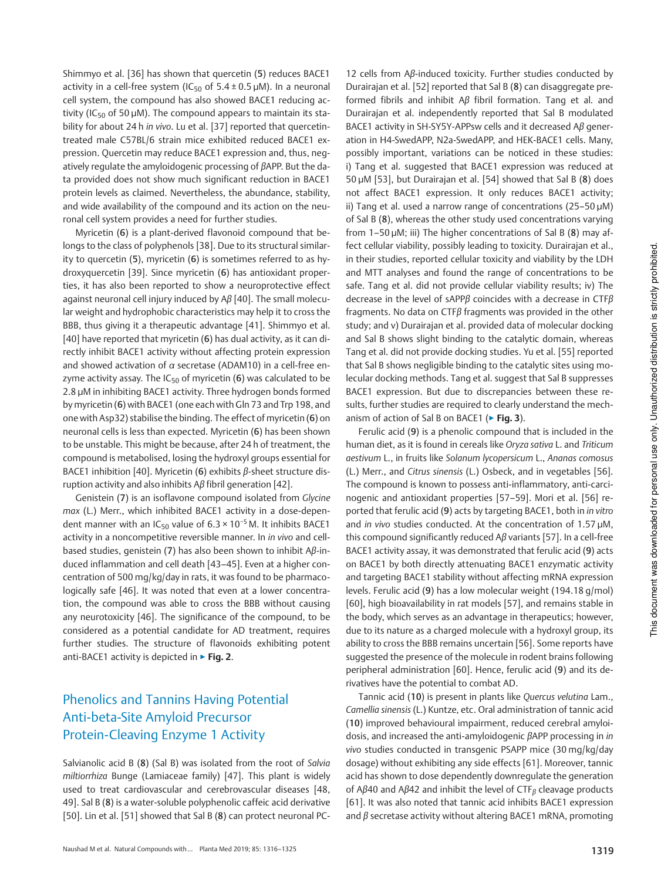Shimmyo et al. [36] has shown that quercetin (**5**) reduces BACE1 activity in a cell-free system ($IC_{50}$ of 5.4 ± 0.5 µM). In a neuronal cell system, the compound has also showed BACE1 reducing activity ($IC_{50}$ of 50 µM). The compound appears to maintain its stability for about 24 h *in vivo*. Lu et al. [37] reported that quercetin-treated male C57BL/6 strain mice exhibited reduced BACE1 expression. Quercetin may reduce BACE1 expression and, thus, negatively regulate the amyloidogenic processing of *β*APP. But the data provided does not show much significant reduction in BACE1 protein levels as claimed. Nevertheless, the abundance, stability, and wide availability of the compound and its action on the neuronal cell system provides a need for further studies.

Myricetin (**6**) is a plant-derived flavonoid compound that belongs to the class of polyphenols [38]. Due to its structural similarity to quercetin (**5**), myricetin (**6**) is sometimes referred to as hydroxyquercetin [39]. Since myricetin (**6**) has antioxidant properties, it has also been reported to show a neuroprotective effect against neuronal cell injury induced by A*β* [40]. The small molecular weight and hydrophobic characteristics may help it to cross the BBB, thus giving it a therapeutic advantage [41]. Shimmyo et al. [40] have reported that myricetin (**6**) has dual activity, as it can directly inhibit BACE1 activity without affecting protein expression and showed activation of *α* secretase (ADAM10) in a cell-free enzyme activity assay. The $IC_{50}$ of myricetin (**6**) was calculated to be 2.8 µM in inhibiting BACE1 activity. Three hydrogen bonds formed by myricetin (**6**) with BACE1 (one each with Gln 73 and Trp 198, and one with Asp32) stabilise the binding. The effect of myricetin (**6**) on neuronal cells is less than expected. Myricetin (**6**) has been shown to be unstable. This might be because, after 24 h of treatment, the compound is metabolised, losing the hydroxyl groups essential for BACE1 inhibition [40]. Myricetin (**6**) exhibits *β*-sheet structure disruption activity and also inhibits A*β* fibril generation [42].

Genistein (**7**) is an isoflavone compound isolated from *Glycine max* (L.) Merr., which inhibited BACE1 activity in a dose-dependent manner with an $IC_{50}$ value of $6.3 \times 10^{-5}$ M. It inhibits BACE1 activity in a noncompetitive reversible manner. In *in vivo* and cell-based studies, genistein (**7**) has also been shown to inhibit A*β*-induced inflammation and cell death [43–45]. Even at a higher concentration of 500 mg/kg/day in rats, it was found to be pharmacologically safe [46]. It was noted that even at a lower concentration, the compound was able to cross the BBB without causing any neurotoxicity [46]. The significance of the compound, to be considered as a potential candidate for AD treatment, requires further studies. The structure of flavonoids exhibiting potent anti-BACE1 activity is depicted in ▶ **Fig. 2**.

## Phenolics and Tannins Having Potential Anti-beta-Site Amyloid Precursor Protein-Cleaving Enzyme 1 Activity

Salvianolic acid B (**8**) (Sal B) was isolated from the root of *Salvia miltiorrhiza* Bunge (Lamiaceae family) [47]. This plant is widely used to treat cardiovascular and cerebrovascular diseases [48, 49]. Sal B (**8**) is a water-soluble polyphenolic caffeic acid derivative [50]. Lin et al. [51] showed that Sal B (**8**) can protect neuronal PC-12 cells from A*β*-induced toxicity. Further studies conducted by Durairajan et al. [52] reported that Sal B (**8**) can disaggregate preformed fibrils and inhibit A*β* fibril formation. Tang et al. and Durairajan et al. independently reported that Sal B modulated BACE1 activity in SH-SY5Y-APPsw cells and it decreased A*β* generation in H4-SwedAPP, N2a-SwedAPP, and HEK-BACE1 cells. Many, possibly important, variations can be noticed in these studies: i) Tang et al. suggested that BACE1 expression was reduced at 50 µM [53], but Durairajan et al. [54] showed that Sal B (**8**) does not affect BACE1 expression. It only reduces BACE1 activity; ii) Tang et al. used a narrow range of concentrations (25–50 µM) of Sal B (**8**), whereas the other study used concentrations varying from 1–50 µM; iii) The higher concentrations of Sal B (**8**) may affect cellular viability, possibly leading to toxicity. Durairajan et al., in their studies, reported cellular toxicity and viability by the LDH and MTT analyses and found the range of concentrations to be safe. Tang et al. did not provide cellular viability results; iv) The decrease in the level of sAPP*β* coincides with a decrease in CTF*β* fragments. No data on CTF*β* fragments was provided in the other study; and v) Durairajan et al. provided data of molecular docking and Sal B shows slight binding to the catalytic domain, whereas Tang et al. did not provide docking studies. Yu et al. [55] reported that Sal B shows negligible binding to the catalytic sites using molecular docking methods. Tang et al. suggest that Sal B suppresses BACE1 expression. But due to discrepancies between these results, further studies are required to clearly understand the mechanism of action of Sal B on BACE1 (▶ **Fig. 3**).

Ferulic acid (**9**) is a phenolic compound that is included in the human diet, as it is found in cereals like *Oryza sativa* L. and *Triticum aestivum* L., in fruits like *Solanum lycopersicum* L., *Ananas comosus* (L.) Merr., and *Citrus sinensis* (L.) Osbeck, and in vegetables [56]. The compound is known to possess anti-inflammatory, anti-carcinogenic and antioxidant properties [57–59]. Mori et al. [56] reported that ferulic acid (**9**) acts by targeting BACE1, both in *in vitro* and *in vivo* studies conducted. At the concentration of 1.57 µM, this compound significantly reduced A*β* variants [57]. In a cell-free BACE1 activity assay, it was demonstrated that ferulic acid (**9**) acts on BACE1 by both directly attenuating BACE1 enzymatic activity and targeting BACE1 stability without affecting mRNA expression levels. Ferulic acid (**9**) has a low molecular weight (194.18 g/mol) [60], high bioavailability in rat models [57], and remains stable in the body, which serves as an advantage in therapeutics; however, due to its nature as a charged molecule with a hydroxyl group, its ability to cross the BBB remains uncertain [56]. Some reports have suggested the presence of the molecule in rodent brains following peripheral administration [60]. Hence, ferulic acid (**9**) and its derivatives have the potential to combat AD.

Tannic acid (**10**) is present in plants like *Quercus velutina* Lam., *Camellia sinensis* (L.) Kuntze, etc. Oral administration of tannic acid (**10**) improved behavioural impairment, reduced cerebral amyloidosis, and increased the anti-amyloidogenic *β*APP processing in *in vivo* studies conducted in transgenic PSAPP mice (30 mg/kg/day dosage) without exhibiting any side effects [61]. Moreover, tannic acid has shown to dose dependently downregulate the generation of A*β*40 and A*β*42 and inhibit the level of $CTF_{\beta}$ cleavage products [61]. It was also noted that tannic acid inhibits BACE1 expression and *β* secretase activity without altering BACE1 mRNA, promoting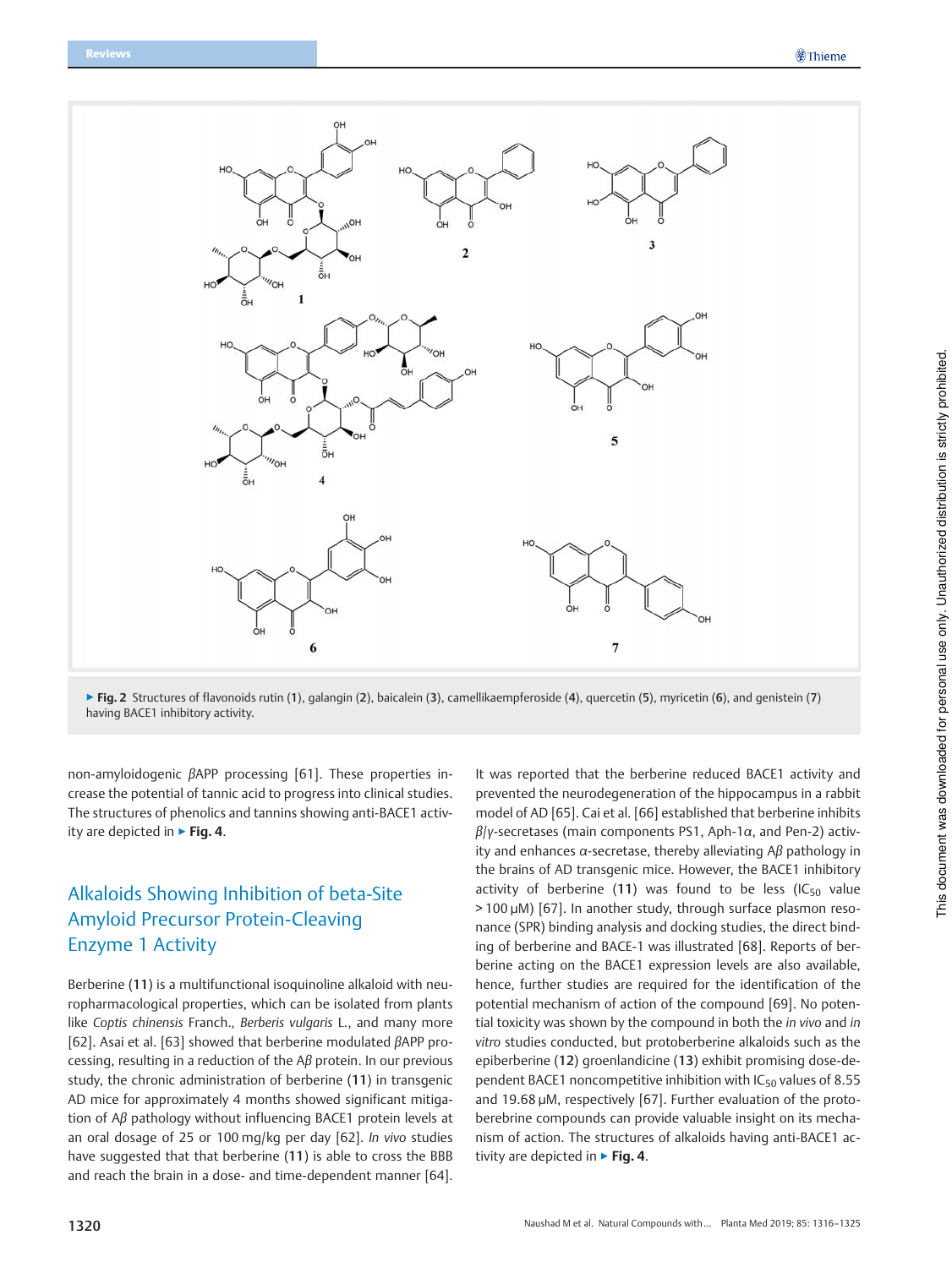► **Fig. 2** Structures of flavonoids rutin (**1**), galangin (**2**), baicalein (**3**), camellikaempferoside (**4**), quercetin (**5**), myricetin (**6**), and genistein (**7**) having BACE1 inhibitory activity.

non-amyloidogenic βAPP processing [61]. These properties increase the potential of tannic acid to progress into clinical studies. The structures of phenolics and tannins showing anti-BACE1 activity are depicted in ► **Fig. 4**.

## Alkaloids Showing Inhibition of beta-Site Amyloid Precursor Protein-Cleaving Enzyme 1 Activity

Berberine (**11**) is a multifunctional isoquinoline alkaloid with neuropharmacological properties, which can be isolated from plants like *Coptis chinensis* Franch., *Berberis vulgaris* L., and many more [62]. Asai et al. [63] showed that berberine modulated βAPP processing, resulting in a reduction of the Aβ protein. In our previous study, the chronic administration of berberine (**11**) in transgenic AD mice for approximately 4 months showed significant mitigation of Aβ pathology without influencing BACE1 protein levels at an oral dosage of 25 or 100 mg/kg per day [62]. *In vivo* studies have suggested that that berberine (**11**) is able to cross the BBB and reach the brain in a dose- and time-dependent manner [64]. It was reported that the berberine reduced BACE1 activity and prevented the neurodegeneration of the hippocampus in a rabbit model of AD [65]. Cai et al. [66] established that berberine inhibits β/γ-secretases (main components PS1, Aph-1α, and Pen-2) activity and enhances α-secretase, thereby alleviating Aβ pathology in the brains of AD transgenic mice. However, the BACE1 inhibitory activity of berberine (**11**) was found to be less ($IC_{50}$ value > 100 µM) [67]. In another study, through surface plasmon resonance (SPR) binding analysis and docking studies, the direct binding of berberine and BACE-1 was illustrated [68]. Reports of berberine acting on the BACE1 expression levels are also available, hence, further studies are required for the identification of the potential mechanism of action of the compound [69]. No potential toxicity was shown by the compound in both the *in vivo* and *in vitro* studies conducted, but protoberberine alkaloids such as the epiberberine (**12**) groenlandicine (**13**) exhibit promising dose-dependent BACE1 noncompetitive inhibition with $IC_{50}$ values of 8.55 and 19.68 µM, respectively [67]. Further evaluation of the protoberebrine compounds can provide valuable insight on its mechanism of action. The structures of alkaloids having anti-BACE1 activity are depicted in ► **Fig. 4**.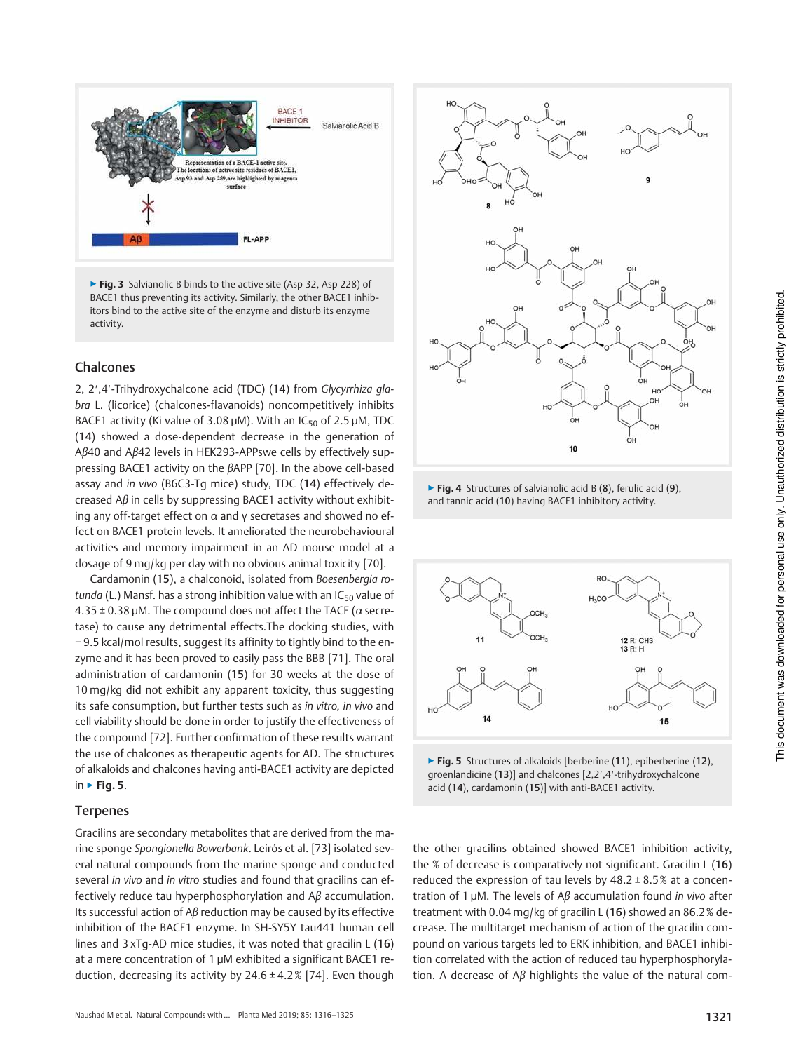▶ **Fig. 3** Salvianolic B binds to the active site (Asp 32, Asp 228) of BACE1 thus preventing its activity. Similarly, the other BACE1 inhibitors bind to the active site of the enzyme and disturb its enzyme activity.

## Chalcones

2, 2′,4′-Trihydroxychalcone acid (TDC) (**14**) from *Glycyrrhiza glabra* L. (licorice) (chalcones-flavanoids) noncompetitively inhibits BACE1 activity (Ki value of 3.08 µM). With an $IC_{50}$ of 2.5 µM, TDC (**14**) showed a dose-dependent decrease in the generation of A*β*40 and A*β*42 levels in HEK293-APPswe cells by effectively suppressing BACE1 activity on the *β*APP [70]. In the above cell-based assay and *in vivo* (B6C3-Tg mice) study, TDC (**14**) effectively decreased A*β* in cells by suppressing BACE1 activity without exhibiting any off-target effect on *α* and γ secretases and showed no effect on BACE1 protein levels. It ameliorated the neurobehavioural activities and memory impairment in an AD mouse model at a dosage of 9 mg/kg per day with no obvious animal toxicity [70].

Cardamonin (**15**), a chalconoid, isolated from *Boesenbergia rotunda* (L.) Mansf. has a strong inhibition value with an $IC_{50}$ value of 4.35 ± 0.38 µM. The compound does not affect the TACE (*α* secretase) to cause any detrimental effects.The docking studies, with − 9.5 kcal/mol results, suggest its affinity to tightly bind to the enzyme and it has been proved to easily pass the BBB [71]. The oral administration of cardamonin (**15**) for 30 weeks at the dose of 10 mg/kg did not exhibit any apparent toxicity, thus suggesting its safe consumption, but further tests such as *in vitro, in vivo* and cell viability should be done in order to justify the effectiveness of the compound [72]. Further confirmation of these results warrant the use of chalcones as therapeutic agents for AD. The structures of alkaloids and chalcones having anti-BACE1 activity are depicted in ▶ **Fig. 5**.

## Terpenes

Gracilins are secondary metabolites that are derived from the marine sponge *Spongionella Bowerbank*. Leirós et al. [73] isolated several natural compounds from the marine sponge and conducted several *in vivo* and *in vitro* studies and found that gracilins can effectively reduce tau hyperphosphorylation and A*β* accumulation. Its successful action of A*β* reduction may be caused by its effective inhibition of the BACE1 enzyme. In SH-SY5Y tau441 human cell lines and 3 xTg-AD mice studies, it was noted that gracilin L (**16**) at a mere concentration of 1 µM exhibited a significant BACE1 reduction, decreasing its activity by 24.6 ± 4.2% [74]. Even though the other gracilins obtained showed BACE1 inhibition activity, the % of decrease is comparatively not significant. Gracilin L (**16**) reduced the expression of tau levels by 48.2 ± 8.5% at a concentration of 1 µM. The levels of A*β* accumulation found *in vivo* after treatment with 0.04 mg/kg of gracilin L (**16**) showed an 86.2% decrease. The multitarget mechanism of action of the gracilin compound on various targets led to ERK inhibition, and BACE1 inhibition correlated with the action of reduced tau hyperphosphorylation. A decrease of A*β* highlights the value of the natural com-

▶ **Fig. 4** Structures of salvianolic acid B (**8**), ferulic acid (**9**), and tannic acid (**10**) having BACE1 inhibitory activity.

▶ **Fig. 5** Structures of alkaloids [berberine (**11**), epiberberine (**12**), groenlandicine (**13**)] and chalcones [2,2′,4′-trihydroxychalcone acid (**14**), cardamonin (**15**)] with anti-BACE1 activity.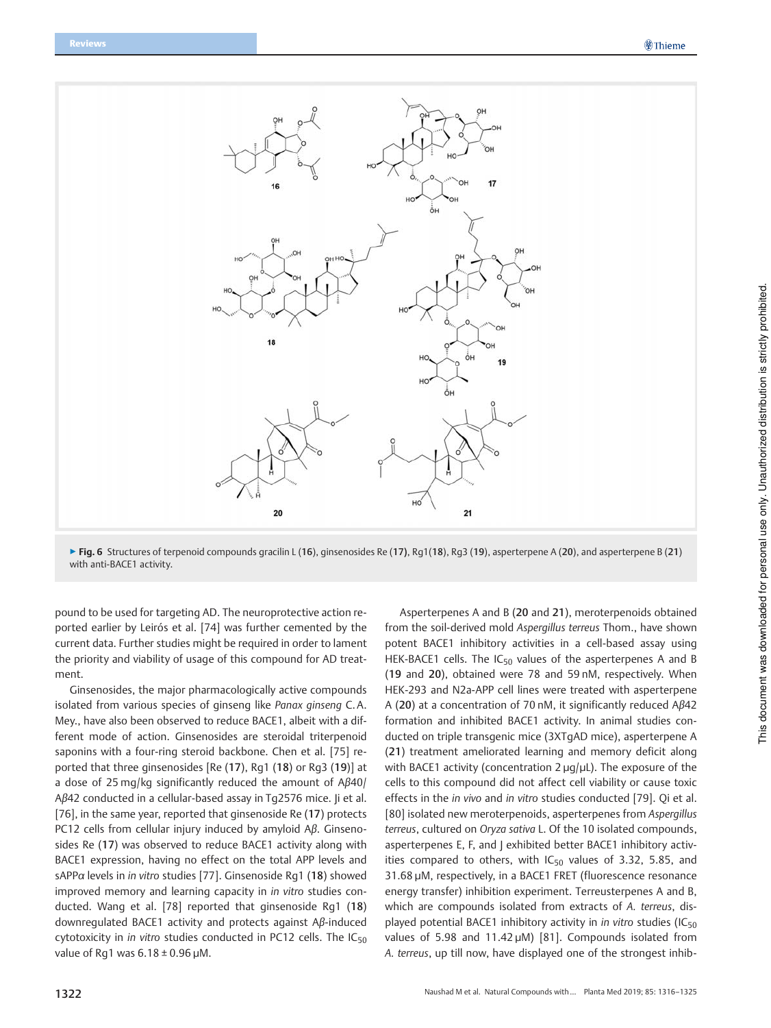▶ **Fig. 6** Structures of terpenoid compounds gracilin L (**16**), ginsenosides Re (**17**), Rg1(**18**), Rg3 (**19**), asperterpene A (**20**), and asperterpene B (**21**) with anti-BACE1 activity.

pound to be used for targeting AD. The neuroprotective action reported earlier by Leirós et al. [74] was further cemented by the current data. Further studies might be required in order to lament the priority and viability of usage of this compound for AD treatment.

Ginsenosides, the major pharmacologically active compounds isolated from various species of ginseng like *Panax ginseng* C.A. Mey., have also been observed to reduce BACE1, albeit with a different mode of action. Ginsenosides are steroidal triterpenoid saponins with a four-ring steroid backbone. Chen et al. [75] reported that three ginsenosides [Re (**17**), Rg1 (**18**) or Rg3 (**19**)] at a dose of 25 mg/kg significantly reduced the amount of Aβ40/Aβ42 conducted in a cellular-based assay in Tg2576 mice. Ji et al. [76], in the same year, reported that ginsenoside Re (**17**) protects PC12 cells from cellular injury induced by amyloid Aβ. Ginsenosides Re (**17**) was observed to reduce BACE1 activity along with BACE1 expression, having no effect on the total APP levels and sAPPα levels in *in vitro* studies [77]. Ginsenoside Rg1 (**18**) showed improved memory and learning capacity in *in vitro* studies conducted. Wang et al. [78] reported that ginsenoside Rg1 (**18**) downregulated BACE1 activity and protects against Aβ-induced cytotoxicity in *in vitro* studies conducted in PC12 cells. The $IC_{50}$ value of Rg1 was 6.18 ± 0.96 µM.

Asperterpenes A and B (**20** and **21**), meroterpenoids obtained from the soil-derived mold *Aspergillus terreus* Thom., have shown potent BACE1 inhibitory activities in a cell-based assay using HEK-BACE1 cells. The $IC_{50}$ values of the asperterpenes A and B (**19** and **20**), obtained were 78 and 59 nM, respectively. When HEK-293 and N2a-APP cell lines were treated with asperterpene A (**20**) at a concentration of 70 nM, it significantly reduced Aβ42 formation and inhibited BACE1 activity. In animal studies conducted on triple transgenic mice (3XTgAD mice), asperterpene A (**21**) treatment ameliorated learning and memory deficit along with BACE1 activity (concentration 2 µg/µL). The exposure of the cells to this compound did not affect cell viability or cause toxic effects in the *in vivo* and *in vitro* studies conducted [79]. Qi et al. [80] isolated new meroterpenoids, asperterpenes from *Aspergillus terreus*, cultured on *Oryza sativa* L. Of the 10 isolated compounds, asperterpenes E, F, and J exhibited better BACE1 inhibitory activities compared to others, with $IC_{50}$ values of 3.32, 5.85, and 31.68 µM, respectively, in a BACE1 FRET (fluorescence resonance energy transfer) inhibition experiment. Terreusterpenes A and B, which are compounds isolated from extracts of *A. terreus*, displayed potential BACE1 inhibitory activity in *in vitro* studies ($IC_{50}$ values of 5.98 and 11.42 µM) [81]. Compounds isolated from *A. terreus*, up till now, have displayed one of the strongest inhib-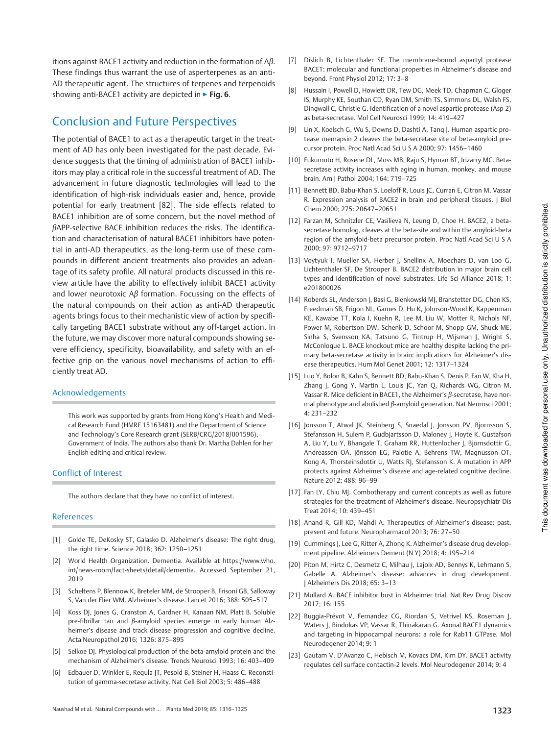itions against BACE1 activity and reduction in the formation of A$\beta$. These findings thus warrant the use of asperterpenes as an anti-AD therapeutic agent. The structures of terpenes and terpenoids showing anti-BACE1 activity are depicted in ▶ **Fig. 6**.

## Conclusion and Future Perspectives

The potential of BACE1 to act as a therapeutic target in the treatment of AD has only been investigated for the past decade. Evidence suggests that the timing of administration of BACE1 inhibitors may play a critical role in the successful treatment of AD. The advancement in future diagnostic technologies will lead to the identification of high-risk individuals easier and, hence, provide potential for early treatment [82]. The side effects related to BACE1 inhibition are of some concern, but the novel method of $\beta$APP-selective BACE inhibition reduces the risks. The identification and characterisation of natural BACE1 inhibitors have potential in anti-AD therapeutics, as the long-term use of these compounds in different ancient treatments also provides an advantage of its safety profile. All natural products discussed in this review article have the ability to effectively inhibit BACE1 activity and lower neurotoxic A$\beta$ formation. Focussing on the effects of the natural compounds on their action as anti-AD therapeutic agents brings focus to their mechanistic view of action by specifically targeting BACE1 substrate without any off-target action. In the future, we may discover more natural compounds showing severe efficiency, specificity, bioavailability, and safety with an effective grip on the various novel mechanisms of action to efficiently treat AD.

### Acknowledgements

This work was supported by grants from Hong Kong's Health and Medical Research Fund (HMRF 15163481) and the Department of Science and Technology's Core Research grant (SERB/CRG/2018/001596), Government of India. The authors also thank Dr. Martha Dahlen for her English editing and critical review.

### Conflict of Interest

The authors declare that they have no conflict of interest.

### References

[1] Golde TE, DeKosky ST, Galasko D. Alzheimer's disease: The right drug, the right time. Science 2018; 362: 1250–1251

[2] World Health Organization. Dementia. Available at https://www.who.int/news-room/fact-sheets/detail/dementia. Accessed September 21, 2019

[3] Scheltens P, Blennow K, Breteler MM, de Strooper B, Frisoni GB, Salloway S, Van der Flier WM. Alzheimer's disease. Lancet 2016; 388: 505–517

[4] Koss DJ, Jones G, Cranston A, Gardner H, Kanaan NM, Platt B. Soluble pre-fibrillar tau and $\beta$-amyloid species emerge in early human Alzheimer's disease and track disease progression and cognitive decline. Acta Neuropathol 2016; 1326: 875–895

[5] Selkoe DJ. Physiological production of the beta-amyloid protein and the mechanism of Alzheimer's disease. Trends Neurosci 1993; 16: 403–409

[6] Edbauer D, Winkler E, Regula JT, Pesold B, Steiner H, Haass C. Reconstitution of gamma-secretase activity. Nat Cell Biol 2003; 5: 486–488

[7] Dislich B, Lichtenthaler SF. The membrane-bound aspartyl protease BACE1: molecular and functional properties in Alzheimer's disease and beyond. Front Physiol 2012; 17: 3–8

[8] Hussain I, Powell D, Howlett DR, Tew DG, Meek TD, Chapman C, Gloger IS, Murphy KE, Southan CD, Ryan DM, Smith TS, Simmons DL, Walsh FS, Dingwall C, Christie G. Identification of a novel aspartic protease (Asp 2) as beta-secretase. Mol Cell Neurosci 1999; 14: 419–427

[9] Lin X, Koelsch G, Wu S, Downs D, Dashti A, Tang J. Human aspartic protease memapsin 2 cleaves the beta-secretase site of beta-amyloid precursor protein. Proc Natl Acad Sci U S A 2000; 97: 1456–1460

[10] Fukumoto H, Rosene DL, Moss MB, Raju S, Hyman BT, Irizarry MC. Beta-secretase activity increases with aging in human, monkey, and mouse brain. Am J Pathol 2004; 164: 719–725

[11] Bennett BD, Babu-Khan S, Loeloff R, Louis JC, Curran E, Citron M, Vassar R. Expression analysis of BACE2 in brain and peripheral tissues. J Biol Chem 2000; 275: 20647–20651

[12] Farzan M, Schnitzler CE, Vasilieva N, Leung D, Choe H. BACE2, a beta-secretase homolog, cleaves at the beta-site and within the amyloid-beta region of the amyloid-beta precursor protein. Proc Natl Acad Sci U S A 2000; 97: 9712–9717

[13] Voytyuk I, Mueller SA, Herber J, Snellinx A, Moechars D, van Loo G, Lichtenthaler SF, De Strooper B. BACE2 distribution in major brain cell types and identification of novel substrates. Life Sci Alliance 2018; 1: e201800026

[14] Roberds SL, Anderson J, Basi G, Bienkowski MJ, Branstetter DG, Chen KS, Freedman SB, Frigon NL, Games D, Hu K, Johnson-Wood K, Kappenman KE, Kawabe TT, Kola I, Kuehn R, Lee M, Liu W, Motter R, Nichols NF, Power M, Robertson DW, Schenk D, Schoor M, Shopp GM, Shuck ME, Sinha S, Svensson KA, Tatsuno G, Tintrup H, Wijsman J, Wright S, McConlogue L. BACE knockout mice are healthy despite lacking the primary beta-secretase activity in brain: implications for Alzheimer's disease therapeutics. Hum Mol Genet 2001; 12: 1317–1324

[15] Luo Y, Bolon B, Kahn S, Bennett BD, Babu-Khan S, Denis P, Fan W, Kha H, Zhang J, Gong Y, Martin L, Louis JC, Yan Q, Richards WG, Citron M, Vassar R. Mice deficient in BACE1, the Alzheimer's $\beta$-secretase, have normal phenotype and abolished $\beta$-amyloid generation. Nat Neurosci 2001; 4: 231–232

[16] Jonsson T, Atwal JK, Steinberg S, Snaedal J, Jonsson PV, Bjornsson S, Stefansson H, Sulem P, Gudbjartsson D, Maloney J, Hoyte K, Gustafson A, Liu Y, Lu Y, Bhangale T, Graham RR, Huttenlocher J, Bjornsdottir G, Andreassen OA, Jönsson EG, Palotie A, Behrens TW, Magnusson OT, Kong A, Thorsteinsdottir U, Watts RJ, Stefansson K. A mutation in APP protects against Alzheimer's disease and age-related cognitive decline. Nature 2012; 488: 96–99

[17] Fan LY, Chiu MJ. Combotherapy and current concepts as well as future strategies for the treatment of Alzheimer's disease. Neuropsychiatr Dis Treat 2014; 10: 439–451

[18] Anand R, Gill KD, Mahdi A. Therapeutics of Alzheimer's disease: past, present and future. Neuropharmacol 2013; 76: 27–50

[19] Cummings J, Lee G, Ritter A, Zhong K. Alzheimer's disease drug development pipeline. Alzheimers Dement (N Y) 2018; 4: 195–214

[20] Piton M, Hirtz C, Desmetz C, Milhau J, Lajoix AD, Bennys K, Lehmann S, Gabelle A. Alzheimer's disease: advances in drug development. J Alzheimers Dis 2018; 65: 3–13

[21] Mullard A. BACE inhibitor bust in Alzheimer trial. Nat Rev Drug Discov 2017; 16: 155

[22] Buggia-Prévot V, Fernandez CG, Riordan S, Vetrivel KS, Roseman J, Waters J, Bindokas VP, Vassar R, Thinakaran G. Axonal BACE1 dynamics and targeting in hippocampal neurons: a role for Rab11 GTPase. Mol Neurodegener 2014; 9: 1

[23] Gautam V, D'Avanzo C, Hebisch M, Kovacs DM, Kim DY. BACE1 activity regulates cell surface contactin-2 levels. Mol Neurodegener 2014; 9: 4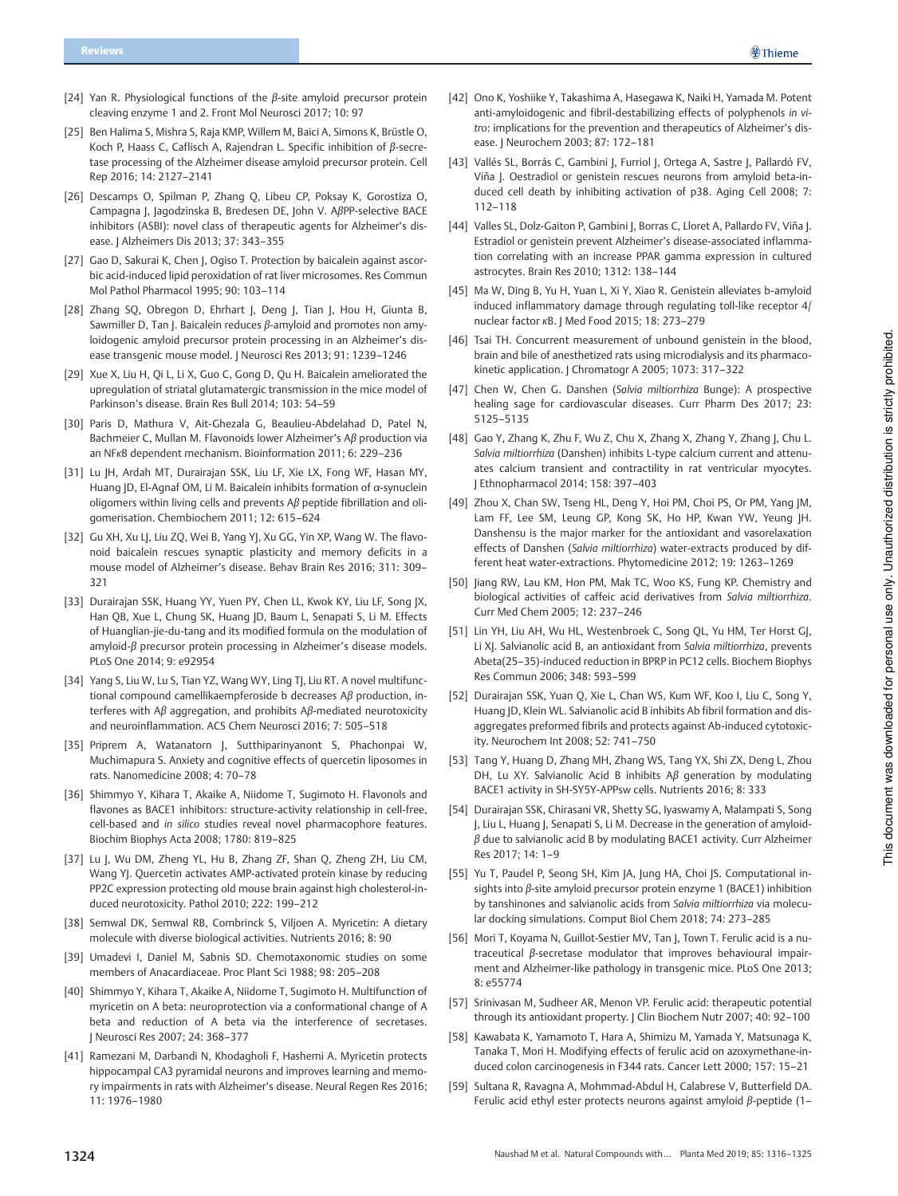[24] Yan R. Physiological functions of the $\beta$-site amyloid precursor protein cleaving enzyme 1 and 2. Front Mol Neurosci 2017; 10: 97

[25] Ben Halima S, Mishra S, Raja KMP, Willem M, Baici A, Simons K, Brüstle O, Koch P, Haass C, Caflisch A, Rajendran L. Specific inhibition of $\beta$-secretase processing of the Alzheimer disease amyloid precursor protein. Cell Rep 2016; 14: 2127–2141

[26] Descamps O, Spilman P, Zhang Q, Libeu CP, Poksay K, Gorostiza O, Campagna J, Jagodzinska B, Bredesen DE, John V. A$\beta$PP-selective BACE inhibitors (ASBI): novel class of therapeutic agents for Alzheimer's disease. J Alzheimers Dis 2013; 37: 343–355

[27] Gao D, Sakurai K, Chen J, Ogiso T. Protection by baicalein against ascorbic acid-induced lipid peroxidation of rat liver microsomes. Res Commun Mol Pathol Pharmacol 1995; 90: 103–114

[28] Zhang SQ, Obregon D, Ehrhart J, Deng J, Tian J, Hou H, Giunta B, Sawmiller D, Tan J. Baicalein reduces $\beta$-amyloid and promotes non amyloidogenic amyloid precursor protein processing in an Alzheimer's disease transgenic mouse model. J Neurosci Res 2013; 91: 1239–1246

[29] Xue X, Liu H, Qi L, Li X, Guo C, Gong D, Qu H. Baicalein ameliorated the upregulation of striatal glutamatergic transmission in the mice model of Parkinson's disease. Brain Res Bull 2014; 103: 54–59

[30] Paris D, Mathura V, Ait-Ghezala G, Beaulieu-Abdelahad D, Patel N, Bachmeier C, Mullan M. Flavonoids lower Alzheimer's A$\beta$ production via an NF$\kappa$B dependent mechanism. Bioinformation 2011; 6: 229–236

[31] Lu JH, Ardah MT, Durairajan SSK, Liu LF, Xie LX, Fong WF, Hasan MY, Huang JD, El-Agnaf OM, Li M. Baicalein inhibits formation of $\alpha$-synuclein oligomers within living cells and prevents A$\beta$ peptide fibrillation and oligomerisation. Chembiochem 2011; 12: 615–624

[32] Gu XH, Xu LJ, Liu ZQ, Wei B, Yang YJ, Xu GG, Yin XP, Wang W. The flavonoid baicalein rescues synaptic plasticity and memory deficits in a mouse model of Alzheimer's disease. Behav Brain Res 2016; 311: 309–321

[33] Durairajan SSK, Huang YY, Yuen PY, Chen LL, Kwok KY, Liu LF, Song JX, Han QB, Xue L, Chung SK, Huang JD, Baum L, Senapati S, Li M. Effects of Huanglian-jie-du-tang and its modified formula on the modulation of amyloid-$\beta$ precursor protein processing in Alzheimer's disease models. PLoS One 2014; 9: e92954

[34] Yang S, Liu W, Lu S, Tian YZ, Wang WY, Ling TJ, Liu RT. A novel multifunctional compound camellikaempferoside b decreases A$\beta$ production, interferes with A$\beta$ aggregation, and prohibits A$\beta$-mediated neurotoxicity and neuroinflammation. ACS Chem Neurosci 2016; 7: 505–518

[35] Priprem A, Watanatorn J, Sutthiparinyanont S, Phachonpai W, Muchimapura S. Anxiety and cognitive effects of quercetin liposomes in rats. Nanomedicine 2008; 4: 70–78

[36] Shimmyo Y, Kihara T, Akaike A, Niidome T, Sugimoto H. Flavonols and flavones as BACE1 inhibitors: structure-activity relationship in cell-free, cell-based and *in silico* studies reveal novel pharmacophore features. Biochim Biophys Acta 2008; 1780: 819–825

[37] Lu J, Wu DM, Zheng YL, Hu B, Zhang ZF, Shan Q, Zheng ZH, Liu CM, Wang YJ. Quercetin activates AMP-activated protein kinase by reducing PP2C expression protecting old mouse brain against high cholesterol-induced neurotoxicity. Pathol 2010; 222: 199–212

[38] Semwal DK, Semwal RB, Combrinck S, Viljoen A. Myricetin: A dietary molecule with diverse biological activities. Nutrients 2016; 8: 90

[39] Umadevi I, Daniel M, Sabnis SD. Chemotaxonomic studies on some members of Anacardiaceae. Proc Plant Sci 1988; 98: 205–208

[40] Shimmyo Y, Kihara T, Akaike A, Niidome T, Sugimoto H. Multifunction of myricetin on A beta: neuroprotection via a conformational change of A beta and reduction of A beta via the interference of secretases. J Neurosci Res 2007; 24: 368–377

[41] Ramezani M, Darbandi N, Khodagholi F, Hashemi A. Myricetin protects hippocampal CA3 pyramidal neurons and improves learning and memory impairments in rats with Alzheimer's disease. Neural Regen Res 2016; 11: 1976–1980

[42] Ono K, Yoshiike Y, Takashima A, Hasegawa K, Naiki H, Yamada M. Potent anti-amyloidogenic and fibril-destabilizing effects of polyphenols *in vitro*: implications for the prevention and therapeutics of Alzheimer's disease. J Neurochem 2003; 87: 172–181

[43] Vallés SL, Borrás C, Gambini J, Furriol J, Ortega A, Sastre J, Pallardó FV, Viña J. Oestradiol or genistein rescues neurons from amyloid beta-induced cell death by inhibiting activation of p38. Aging Cell 2008; 7: 112–118

[44] Valles SL, Dolz-Gaiton P, Gambini J, Borras C, Lloret A, Pallardo FV, Viña J. Estradiol or genistein prevent Alzheimer's disease-associated inflammation correlating with an increase PPAR gamma expression in cultured astrocytes. Brain Res 2010; 1312: 138–144

[45] Ma W, Ding B, Yu H, Yuan L, Xi Y, Xiao R. Genistein alleviates b-amyloid induced inflammatory damage through regulating toll-like receptor 4/nuclear factor $\kappa$B. J Med Food 2015; 18: 273–279

[46] Tsai TH. Concurrent measurement of unbound genistein in the blood, brain and bile of anesthetized rats using microdialysis and its pharmacokinetic application. J Chromatogr A 2005; 1073: 317–322

[47] Chen W, Chen G. Danshen (*Salvia miltiorrhiza* Bunge): A prospective healing sage for cardiovascular diseases. Curr Pharm Des 2017; 23: 5125–5135

[48] Gao Y, Zhang K, Zhu F, Wu Z, Chu X, Zhang X, Zhang Y, Zhang J, Chu L. *Salvia miltiorrhiza* (Danshen) inhibits L-type calcium current and attenuates calcium transient and contractility in rat ventricular myocytes. J Ethnopharmacol 2014; 158: 397–403

[49] Zhou X, Chan SW, Tseng HL, Deng Y, Hoi PM, Choi PS, Or PM, Yang JM, Lam FF, Lee SM, Leung GP, Kong SK, Ho HP, Kwan YW, Yeung JH. Danshensu is the major marker for the antioxidant and vasorelaxation effects of Danshen (*Salvia miltiorrhiza*) water-extracts produced by different heat water-extractions. Phytomedicine 2012; 19: 1263–1269

[50] Jiang RW, Lau KM, Hon PM, Mak TC, Woo KS, Fung KP. Chemistry and biological activities of caffeic acid derivatives from *Salvia miltiorrhiza*. Curr Med Chem 2005; 12: 237–246

[51] Lin YH, Liu AH, Wu HL, Westenbroek C, Song QL, Yu HM, Ter Horst GJ, Li XJ. Salvianolic acid B, an antioxidant from *Salvia miltiorrhiza*, prevents Abeta(25–35)-induced reduction in BPRP in PC12 cells. Biochem Biophys Res Commun 2006; 348: 593–599

[52] Durairajan SSK, Yuan Q, Xie L, Chan WS, Kum WF, Koo I, Liu C, Song Y, Huang JD, Klein WL. Salvianolic acid B inhibits Ab fibril formation and disaggregates preformed fibrils and protects against Ab-induced cytotoxicity. Neurochem Int 2008; 52: 741–750

[53] Tang Y, Huang D, Zhang MH, Zhang WS, Tang YX, Shi ZX, Deng L, Zhou DH, Lu XY. Salvianolic Acid B inhibits A$\beta$ generation by modulating BACE1 activity in SH-SY5Y-APPsw cells. Nutrients 2016; 8: 333

[54] Durairajan SSK, Chirasani VR, Shetty SG, Iyaswamy A, Malampati S, Song J, Liu L, Huang J, Senapati S, Li M. Decrease in the generation of amyloid-$\beta$ due to salvianolic acid B by modulating BACE1 activity. Curr Alzheimer Res 2017; 14: 1–9

[55] Yu T, Paudel P, Seong SH, Kim JA, Jung HA, Choi JS. Computational insights into $\beta$-site amyloid precursor protein enzyme 1 (BACE1) inhibition by tanshinones and salvianolic acids from *Salvia miltiorrhiza* via molecular docking simulations. Comput Biol Chem 2018; 74: 273–285

[56] Mori T, Koyama N, Guillot-Sestier MV, Tan J, Town T. Ferulic acid is a nutraceutical $\beta$-secretase modulator that improves behavioural impairment and Alzheimer-like pathology in transgenic mice. PLoS One 2013; 8: e55774

[57] Srinivasan M, Sudheer AR, Menon VP. Ferulic acid: therapeutic potential through its antioxidant property. J Clin Biochem Nutr 2007; 40: 92–100

[58] Kawabata K, Yamamoto T, Hara A, Shimizu M, Yamada Y, Matsunaga K, Tanaka T, Mori H. Modifying effects of ferulic acid on azoxymethane-induced colon carcinogenesis in F344 rats. Cancer Lett 2000; 157: 15–21

[59] Sultana R, Ravagna A, Mohmmad-Abdul H, Calabrese V, Butterfield DA. Ferulic acid ethyl ester protects neurons against amyloid $\beta$-peptide (1–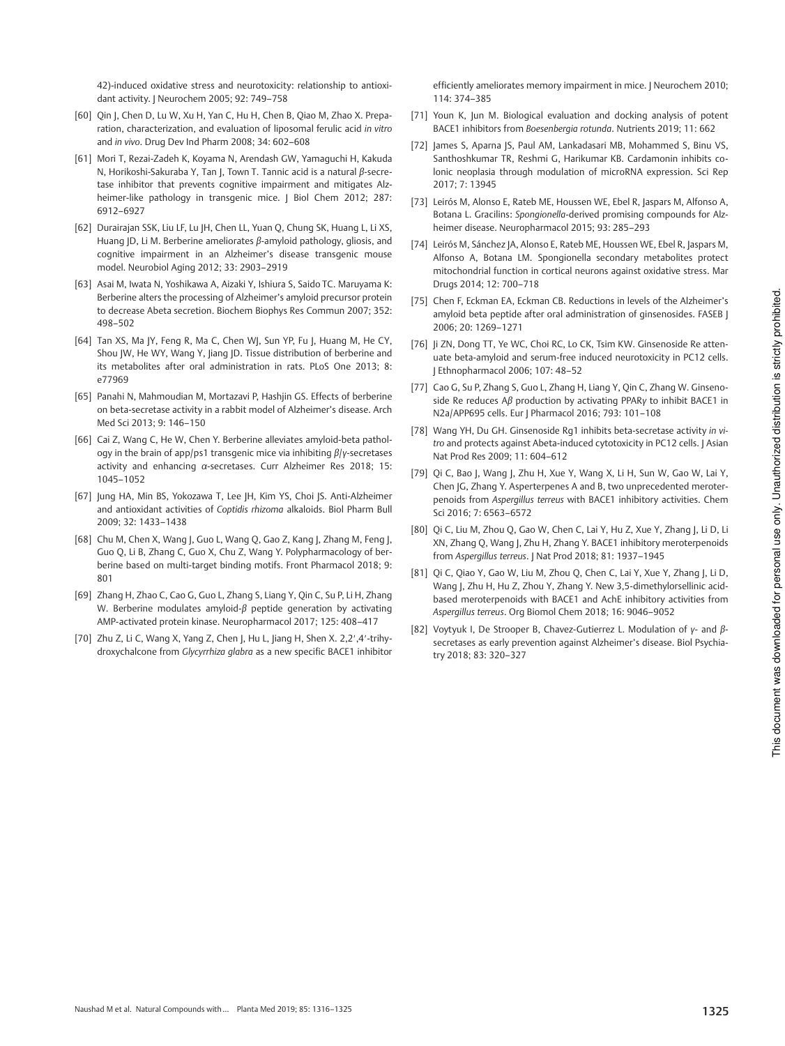42)-induced oxidative stress and neurotoxicity: relationship to antioxidant activity. J Neurochem 2005; 92: 749–758

[60] Qin J, Chen D, Lu W, Xu H, Yan C, Hu H, Chen B, Qiao M, Zhao X. Preparation, characterization, and evaluation of liposomal ferulic acid *in vitro* and *in vivo*. Drug Dev Ind Pharm 2008; 34: 602–608

[61] Mori T, Rezai-Zadeh K, Koyama N, Arendash GW, Yamaguchi H, Kakuda N, Horikoshi-Sakuraba Y, Tan J, Town T. Tannic acid is a natural β-secretase inhibitor that prevents cognitive impairment and mitigates Alzheimer-like pathology in transgenic mice. J Biol Chem 2012; 287: 6912–6927

[62] Durairajan SSK, Liu LF, Lu JH, Chen LL, Yuan Q, Chung SK, Huang L, Li XS, Huang JD, Li M. Berberine ameliorates β-amyloid pathology, gliosis, and cognitive impairment in an Alzheimer's disease transgenic mouse model. Neurobiol Aging 2012; 33: 2903–2919

[63] Asai M, Iwata N, Yoshikawa A, Aizaki Y, Ishiura S, Saido TC. Maruyama K: Berberine alters the processing of Alzheimer's amyloid precursor protein to decrease Abeta secretion. Biochem Biophys Res Commun 2007; 352: 498–502

[64] Tan XS, Ma JY, Feng R, Ma C, Chen WJ, Sun YP, Fu J, Huang M, He CY, Shou JW, He WY, Wang Y, Jiang JD. Tissue distribution of berberine and its metabolites after oral administration in rats. PLoS One 2013; 8: e77969

[65] Panahi N, Mahmoudian M, Mortazavi P, Hashjin GS. Effects of berberine on beta-secretase activity in a rabbit model of Alzheimer's disease. Arch Med Sci 2013; 9: 146–150

[66] Cai Z, Wang C, He W, Chen Y. Berberine alleviates amyloid-beta pathology in the brain of app/ps1 transgenic mice via inhibiting β/γ-secretases activity and enhancing α-secretases. Curr Alzheimer Res 2018; 15: 1045–1052

[67] Jung HA, Min BS, Yokozawa T, Lee JH, Kim YS, Choi JS. Anti-Alzheimer and antioxidant activities of *Coptidis rhizoma* alkaloids. Biol Pharm Bull 2009; 32: 1433–1438

[68] Chu M, Chen X, Wang J, Guo L, Wang Q, Gao Z, Kang J, Zhang M, Feng J, Guo Q, Li B, Zhang C, Guo X, Chu Z, Wang Y. Polypharmacology of berberine based on multi-target binding motifs. Front Pharmacol 2018; 9: 801

[69] Zhang H, Zhao C, Cao G, Guo L, Zhang S, Liang Y, Qin C, Su P, Li H, Zhang W. Berberine modulates amyloid-β peptide generation by activating AMP-activated protein kinase. Neuropharmacol 2017; 125: 408–417

[70] Zhu Z, Li C, Wang X, Yang Z, Chen J, Hu L, Jiang H, Shen X. 2,2′,4′-trihydroxychalcone from *Glycyrrhiza glabra* as a new specific BACE1 inhibitor efficiently ameliorates memory impairment in mice. J Neurochem 2010; 114: 374–385

[71] Youn K, Jun M. Biological evaluation and docking analysis of potent BACE1 inhibitors from *Boesenbergia rotunda*. Nutrients 2019; 11: 662

[72] James S, Aparna JS, Paul AM, Lankadasari MB, Mohammed S, Binu VS, Santhoshkumar TR, Reshmi G, Harikumar KB. Cardamonin inhibits colonic neoplasia through modulation of microRNA expression. Sci Rep 2017; 7: 13945

[73] Leirós M, Alonso E, Rateb ME, Houssen WE, Ebel R, Jaspars M, Alfonso A, Botana L. Gracilins: *Spongionella*-derived promising compounds for Alzheimer disease. Neuropharmacol 2015; 93: 285–293

[74] Leirós M, Sánchez JA, Alonso E, Rateb ME, Houssen WE, Ebel R, Jaspars M, Alfonso A, Botana LM. Spongionella secondary metabolites protect mitochondrial function in cortical neurons against oxidative stress. Mar Drugs 2014; 12: 700–718

[75] Chen F, Eckman EA, Eckman CB. Reductions in levels of the Alzheimer's amyloid beta peptide after oral administration of ginsenosides. FASEB J 2006; 20: 1269–1271

[76] Ji ZN, Dong TT, Ye WC, Choi RC, Lo CK, Tsim KW. Ginsenoside Re attenuate beta-amyloid and serum-free induced neurotoxicity in PC12 cells. J Ethnopharmacol 2006; 107: 48–52

[77] Cao G, Su P, Zhang S, Guo L, Zhang H, Liang Y, Qin C, Zhang W. Ginsenoside Re reduces Aβ production by activating PPARγ to inhibit BACE1 in N2a/APP695 cells. Eur J Pharmacol 2016; 793: 101–108

[78] Wang YH, Du GH. Ginsenoside Rg1 inhibits beta-secretase activity *in vitro* and protects against Abeta-induced cytotoxicity in PC12 cells. J Asian Nat Prod Res 2009; 11: 604–612

[79] Qi C, Bao J, Wang J, Zhu H, Xue Y, Wang X, Li H, Sun W, Gao W, Lai Y, Chen JG, Zhang Y. Asperterpenes A and B, two unprecedented meroterpenoids from *Aspergillus terreus* with BACE1 inhibitory activities. Chem Sci 2016; 7: 6563–6572

[80] Qi C, Liu M, Zhou Q, Gao W, Chen C, Lai Y, Hu Z, Xue Y, Zhang J, Li D, Li XN, Zhang Q, Wang J, Zhu H, Zhang Y. BACE1 inhibitory meroterpenoids from *Aspergillus terreus*. J Nat Prod 2018; 81: 1937–1945

[81] Qi C, Qiao Y, Gao W, Liu M, Zhou Q, Chen C, Lai Y, Xue Y, Zhang J, Li D, Wang J, Zhu H, Hu Z, Zhou Y, Zhang Y. New 3,5-dimethylorsellinic acid-based meroterpenoids with BACE1 and AchE inhibitory activities from *Aspergillus terreus*. Org Biomol Chem 2018; 16: 9046–9052

[82] Voytyuk I, De Strooper B, Chavez-Gutierrez L. Modulation of γ- and β-secretases as early prevention against Alzheimer's disease. Biol Psychiatry 2018; 83: 320–327